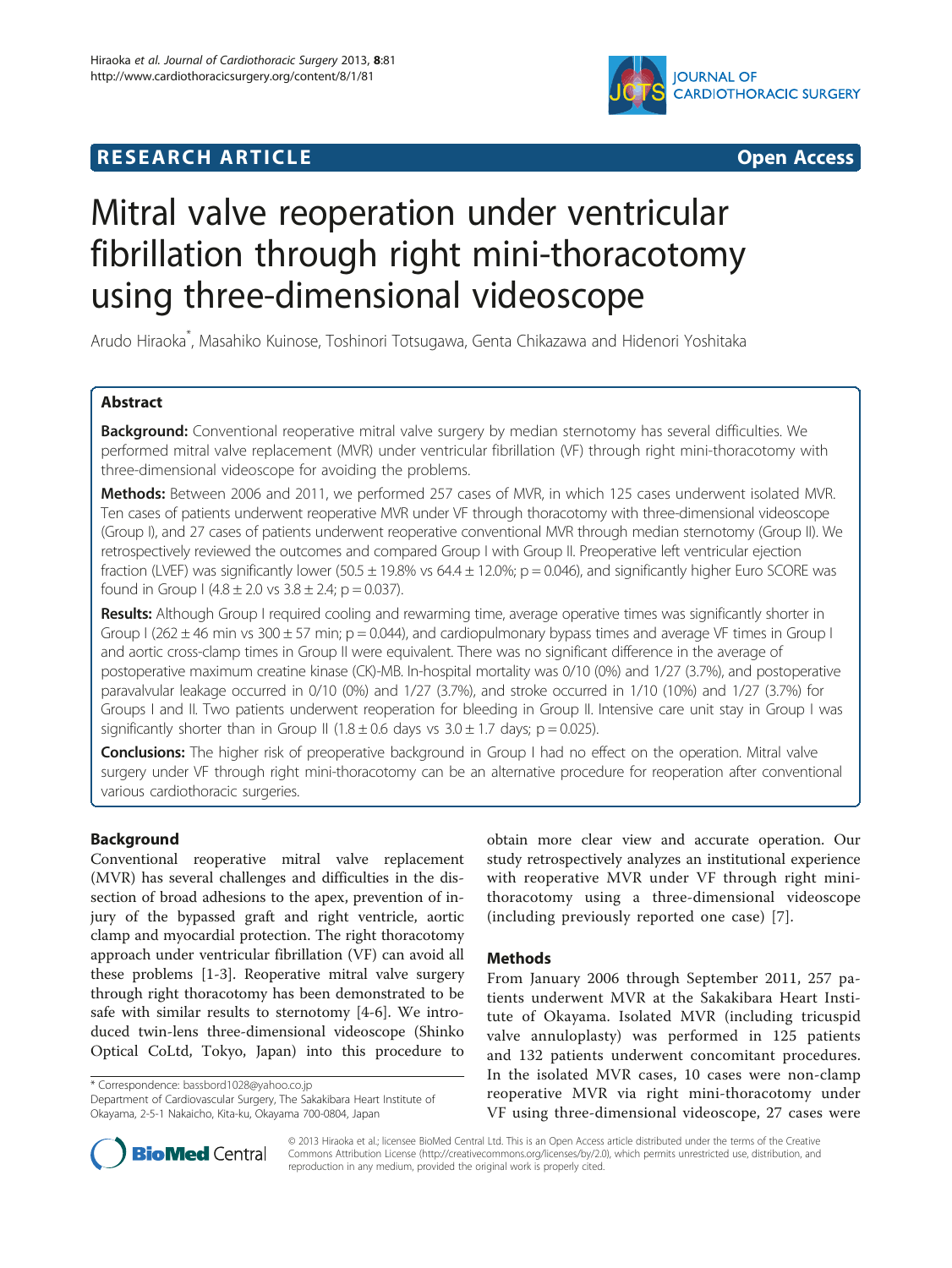RESEARCH ARTICLE Open Access

# Mitral valve reoperation under ventricular fibrillation through right mini-thoracotomy using three-dimensional videoscope

Arudo Hiraoka*, Masahiko Kuinose, Toshinori Totsugawa, Genta Chikazawa and Hidenori Yoshitaka

## Abstract

**Background:** Conventional reoperative mitral valve surgery by median sternotomy has several difficulties. We performed mitral valve replacement (MVR) under ventricular fibrillation (VF) through right mini-thoracotomy with three-dimensional videoscope for avoiding the problems.

**Methods:** Between 2006 and 2011, we performed 257 cases of MVR, in which 125 cases underwent isolated MVR. Ten cases of patients underwent reoperative MVR under VF through thoracotomy with three-dimensional videoscope (Group I), and 27 cases of patients underwent reoperative conventional MVR through median sternotomy (Group II). We retrospectively reviewed the outcomes and compared Group I with Group II. Preoperative left ventricular ejection fraction (LVEF) was significantly lower (50.5 ± 19.8% vs 64.4 ± 12.0%; p = 0.046), and significantly higher Euro SCORE was found in Group I (4.8 ± 2.0 vs 3.8 ± 2.4; p = 0.037).

**Results:** Although Group I required cooling and rewarming time, average operative times was significantly shorter in Group I (262 ± 46 min vs 300 ± 57 min; p = 0.044), and cardiopulmonary bypass times and average VF times in Group I and aortic cross-clamp times in Group II were equivalent. There was no significant difference in the average of postoperative maximum creatine kinase (CK)-MB. In-hospital mortality was 0/10 (0%) and 1/27 (3.7%), and postoperative paravalvular leakage occurred in 0/10 (0%) and 1/27 (3.7%), and stroke occurred in 1/10 (10%) and 1/27 (3.7%) for Groups I and II. Two patients underwent reoperation for bleeding in Group II. Intensive care unit stay in Group I was significantly shorter than in Group II (1.8 ± 0.6 days vs 3.0 ± 1.7 days; p = 0.025).

**Conclusions:** The higher risk of preoperative background in Group I had no effect on the operation. Mitral valve surgery under VF through right mini-thoracotomy can be an alternative procedure for reoperation after conventional various cardiothoracic surgeries.

## Background

Conventional reoperative mitral valve replacement (MVR) has several challenges and difficulties in the dissection of broad adhesions to the apex, prevention of injury of the bypassed graft and right ventricle, aortic clamp and myocardial protection. The right thoracotomy approach under ventricular fibrillation (VF) can avoid all these problems [1-3]. Reoperative mitral valve surgery through right thoracotomy has been demonstrated to be safe with similar results to sternotomy [4-6]. We introduced twin-lens three-dimensional videoscope (Shinko Optical CoLtd, Tokyo, Japan) into this procedure to obtain more clear view and accurate operation. Our study retrospectively analyzes an institutional experience with reoperative MVR under VF through right mini-thoracotomy using a three-dimensional videoscope (including previously reported one case) [7].

## Methods

From January 2006 through September 2011, 257 patients underwent MVR at the Sakakibara Heart Institute of Okayama. Isolated MVR (including tricuspid valve annuloplasty) was performed in 125 patients and 132 patients underwent concomitant procedures. In the isolated MVR cases, 10 cases were non-clamp reoperative MVR via right mini-thoracotomy under VF using three-dimensional videoscope, 27 cases were

\* Correspondence: bassbord1028@yahoo.co.jp
Department of Cardiovascular Surgery, The Sakakibara Heart Institute of Okayama, 2-5-1 Nakaicho, Kita-ku, Okayama 700-0804, Japan

© 2013 Hiraoka et al.; licensee BioMed Central Ltd. This is an Open Access article distributed under the terms of the Creative Commons Attribution License (http://creativecommons.org/licenses/by/2.0), which permits unrestricted use, distribution, and reproduction in any medium, provided the original work is properly cited.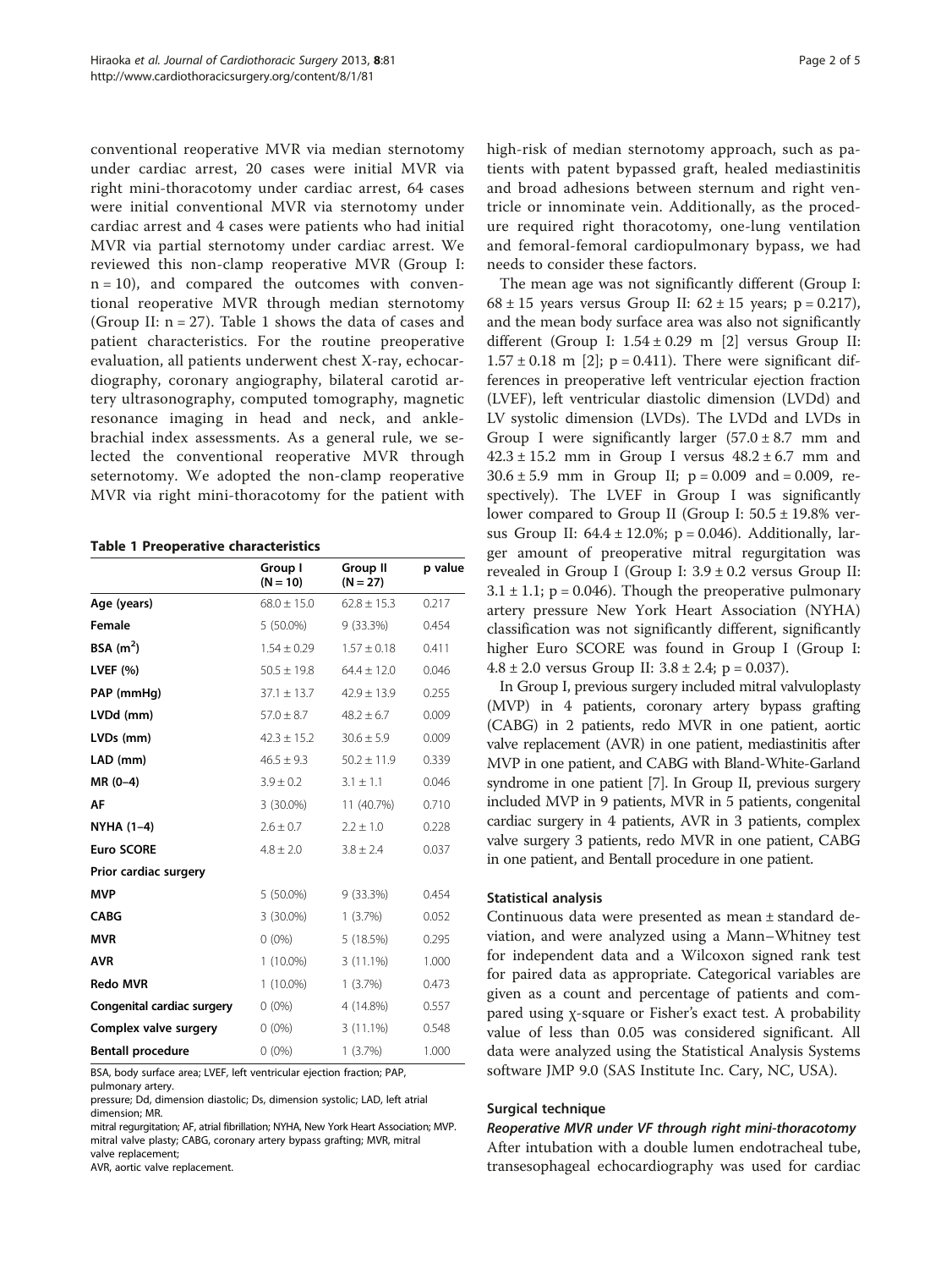conventional reoperative MVR via median sternotomy under cardiac arrest, 20 cases were initial MVR via right mini-thoracotomy under cardiac arrest, 64 cases were initial conventional MVR via sternotomy under cardiac arrest and 4 cases were patients who had initial MVR via partial sternotomy under cardiac arrest. We reviewed this non-clamp reoperative MVR (Group I: n = 10), and compared the outcomes with conventional reoperative MVR through median sternotomy (Group II: n = 27). Table 1 shows the data of cases and patient characteristics. For the routine preoperative evaluation, all patients underwent chest X-ray, echocardiography, coronary angiography, bilateral carotid artery ultrasonography, computed tomography, magnetic resonance imaging in head and neck, and ankle-brachial index assessments. As a general rule, we selected the conventional reoperative MVR through seternotomy. We adopted the non-clamp reoperative MVR via right mini-thoracotomy for the patient with high-risk of median sternotomy approach, such as patients with patent bypassed graft, healed mediastinitis and broad adhesions between sternum and right ventricle or innominate vein. Additionally, as the procedure required right thoracotomy, one-lung ventilation and femoral-femoral cardiopulmonary bypass, we had needs to consider these factors.

**Table 1 Preoperative characteristics**

| | Group I (N = 10) | Group II (N = 27) | p value |
|---|---|---|---|
| **Age (years)** | 68.0 ± 15.0 | 62.8 ± 15.3 | 0.217 |
| **Female** | 5 (50.0%) | 9 (33.3%) | 0.454 |
| **BSA ($m^2$)** | 1.54 ± 0.29 | 1.57 ± 0.18 | 0.411 |
| **LVEF (%)** | 50.5 ± 19.8 | 64.4 ± 12.0 | 0.046 |
| **PAP (mmHg)** | 37.1 ± 13.7 | 42.9 ± 13.9 | 0.255 |
| **LVDd (mm)** | 57.0 ± 8.7 | 48.2 ± 6.7 | 0.009 |
| **LVDs (mm)** | 42.3 ± 15.2 | 30.6 ± 5.9 | 0.009 |
| **LAD (mm)** | 46.5 ± 9.3 | 50.2 ± 11.9 | 0.339 |
| **MR (0–4)** | 3.9 ± 0.2 | 3.1 ± 1.1 | 0.046 |
| **AF** | 3 (30.0%) | 11 (40.7%) | 0.710 |
| **NYHA (1–4)** | 2.6 ± 0.7 | 2.2 ± 1.0 | 0.228 |
| **Euro SCORE** | 4.8 ± 2.0 | 3.8 ± 2.4 | 0.037 |
| **Prior cardiac surgery** | | | |
| **MVP** | 5 (50.0%) | 9 (33.3%) | 0.454 |
| **CABG** | 3 (30.0%) | 1 (3.7%) | 0.052 |
| **MVR** | 0 (0%) | 5 (18.5%) | 0.295 |
| **AVR** | 1 (10.0%) | 3 (11.1%) | 1.000 |
| **Redo MVR** | 1 (10.0%) | 1 (3.7%) | 0.473 |
| **Congenital cardiac surgery** | 0 (0%) | 4 (14.8%) | 0.557 |
| **Complex valve surgery** | 0 (0%) | 3 (11.1%) | 0.548 |
| **Bentall procedure** | 0 (0%) | 1 (3.7%) | 1.000 |

BSA, body surface area; LVEF, left ventricular ejection fraction; PAP, pulmonary artery.
pressure; Dd, dimension diastolic; Ds, dimension systolic; LAD, left atrial dimension; MR.
mitral regurgitation; AF, atrial fibrillation; NYHA, New York Heart Association; MVP. mitral valve plasty; CABG, coronary artery bypass grafting; MVR, mitral valve replacement;
AVR, aortic valve replacement.

The mean age was not significantly different (Group I: 68 ± 15 years versus Group II: 62 ± 15 years; p = 0.217), and the mean body surface area was also not significantly different (Group I: 1.54 ± 0.29 m [2] versus Group II: 1.57 ± 0.18 m [2]; p = 0.411). There were significant differences in preoperative left ventricular ejection fraction (LVEF), left ventricular diastolic dimension (LVDd) and LV systolic dimension (LVDs). The LVDd and LVDs in Group I were significantly larger (57.0 ± 8.7 mm and 42.3 ± 15.2 mm in Group I versus 48.2 ± 6.7 mm and 30.6 ± 5.9 mm in Group II; p = 0.009 and = 0.009, respectively). The LVEF in Group I was significantly lower compared to Group II (Group I: 50.5 ± 19.8% versus Group II: 64.4 ± 12.0%; p = 0.046). Additionally, larger amount of preoperative mitral regurgitation was revealed in Group I (Group I: 3.9 ± 0.2 versus Group II: 3.1 ± 1.1; p = 0.046). Though the preoperative pulmonary artery pressure New York Heart Association (NYHA) classification was not significantly different, significantly higher Euro SCORE was found in Group I (Group I: 4.8 ± 2.0 versus Group II: 3.8 ± 2.4; p = 0.037).

In Group I, previous surgery included mitral valvuloplasty (MVP) in 4 patients, coronary artery bypass grafting (CABG) in 2 patients, redo MVR in one patient, aortic valve replacement (AVR) in one patient, mediastinitis after MVP in one patient, and CABG with Bland-White-Garland syndrome in one patient [7]. In Group II, previous surgery included MVP in 9 patients, MVR in 5 patients, congenital cardiac surgery in 4 patients, AVR in 3 patients, complex valve surgery 3 patients, redo MVR in one patient, CABG in one patient, and Bentall procedure in one patient.

### Statistical analysis

Continuous data were presented as mean ± standard deviation, and were analyzed using a Mann–Whitney test for independent data and a Wilcoxon signed rank test for paired data as appropriate. Categorical variables are given as a count and percentage of patients and compared using χ-square or Fisher's exact test. A probability value of less than 0.05 was considered significant. All data were analyzed using the Statistical Analysis Systems software JMP 9.0 (SAS Institute Inc. Cary, NC, USA).

### Surgical technique

#### *Reoperative MVR under VF through right mini-thoracotomy*

After intubation with a double lumen endotracheal tube, transesophageal echocardiography was used for cardiac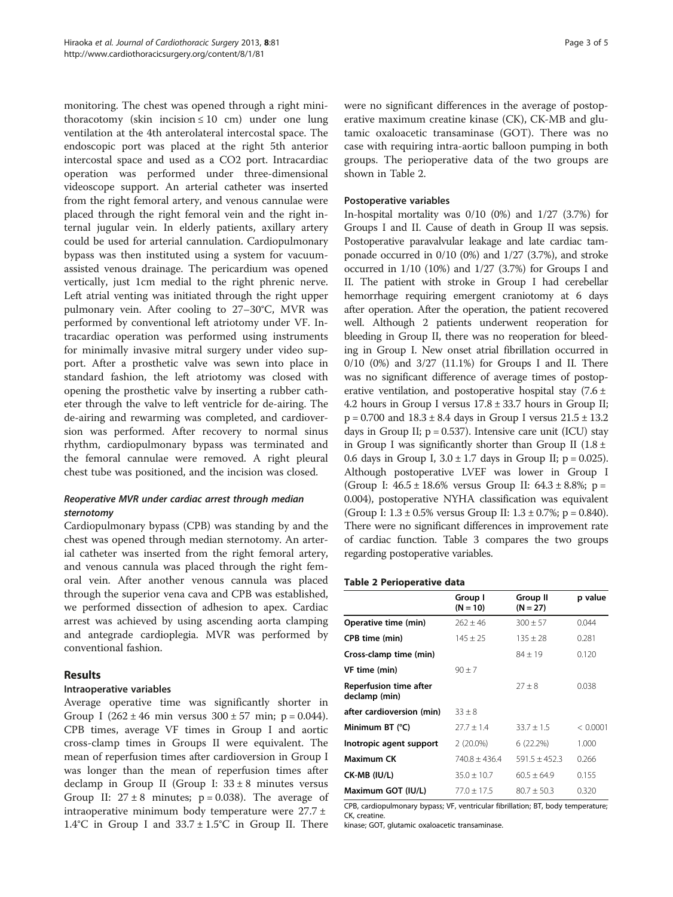monitoring. The chest was opened through a right mini-thoracotomy (skin incision ≤ 10 cm) under one lung ventilation at the 4th anterolateral intercostal space. The endoscopic port was placed at the right 5th anterior intercostal space and used as a $CO_2$ port. Intracardiac operation was performed under three-dimensional videoscope support. An arterial catheter was inserted from the right femoral artery, and venous cannulae were placed through the right femoral vein and the right internal jugular vein. In elderly patients, axillary artery could be used for arterial cannulation. Cardiopulmonary bypass was then instituted using a system for vacuum-assisted venous drainage. The pericardium was opened vertically, just 1cm medial to the right phrenic nerve. Left atrial venting was initiated through the right upper pulmonary vein. After cooling to 27–30°C, MVR was performed by conventional left atriotomy under VF. Intracardiac operation was performed using instruments for minimally invasive mitral surgery under video support. After a prosthetic valve was sewn into place in standard fashion, the left atriotomy was closed with opening the prosthetic valve by inserting a rubber catheter through the valve to left ventricle for de-airing. The de-airing and rewarming was completed, and cardioversion was performed. After recovery to normal sinus rhythm, cardiopulmonary bypass was terminated and the femoral cannulae were removed. A right pleural chest tube was positioned, and the incision was closed.

### *Reoperative MVR under cardiac arrest through median sternotomy*

Cardiopulmonary bypass (CPB) was standing by and the chest was opened through median sternotomy. An arterial catheter was inserted from the right femoral artery, and venous cannula was placed through the right femoral vein. After another venous cannula was placed through the superior vena cava and CPB was established, we performed dissection of adhesion to apex. Cardiac arrest was achieved by using ascending aorta clamping and antegrade cardioplegia. MVR was performed by conventional fashion.

## Results

### Intraoperative variables

Average operative time was significantly shorter in Group I (262 ± 46 min versus 300 ± 57 min; p = 0.044). CPB times, average VF times in Group I and aortic cross-clamp times in Groups II were equivalent. The mean of reperfusion times after cardioversion in Group I was longer than the mean of reperfusion times after declamp in Group II (Group I: 33 ± 8 minutes versus Group II: 27 ± 8 minutes; p = 0.038). The average of intraoperative minimum body temperature were 27.7 ± 1.4°C in Group I and 33.7 ± 1.5°C in Group II. There were no significant differences in the average of postoperative maximum creatine kinase (CK), CK-MB and glutamic oxaloacetic transaminase (GOT). There was no case with requiring intra-aortic balloon pumping in both groups. The perioperative data of the two groups are shown in Table 2.

### Postoperative variables

In-hospital mortality was 0/10 (0%) and 1/27 (3.7%) for Groups I and II. Cause of death in Group II was sepsis. Postoperative paravalvular leakage and late cardiac tamponade occurred in 0/10 (0%) and 1/27 (3.7%), and stroke occurred in 1/10 (10%) and 1/27 (3.7%) for Groups I and II. The patient with stroke in Group I had cerebellar hemorrhage requiring emergent craniotomy at 6 days after operation. After the operation, the patient recovered well. Although 2 patients underwent reoperation for bleeding in Group II, there was no reoperation for bleeding in Group I. New onset atrial fibrillation occurred in 0/10 (0%) and 3/27 (11.1%) for Groups I and II. There was no significant difference of average times of postoperative ventilation, and postoperative hospital stay (7.6 ± 4.2 hours in Group I versus 17.8 ± 33.7 hours in Group II; p = 0.700 and 18.3 ± 8.4 days in Group I versus 21.5 ± 13.2 days in Group II; p = 0.537). Intensive care unit (ICU) stay in Group I was significantly shorter than Group II (1.8 ± 0.6 days in Group I, 3.0 ± 1.7 days in Group II; p = 0.025). Although postoperative LVEF was lower in Group I (Group I: 46.5 ± 18.6% versus Group II: 64.3 ± 8.8%; p = 0.004), postoperative NYHA classification was equivalent (Group I: 1.3 ± 0.5% versus Group II: 1.3 ± 0.7%; p = 0.840). There were no significant differences in improvement rate of cardiac function. Table 3 compares the two groups regarding postoperative variables.

**Table 2 Perioperative data**

| | Group I (N = 10) | Group II (N = 27) | p value |
|---|---|---|---|
| **Operative time (min)** | 262 ± 46 | 300 ± 57 | 0.044 |
| **CPB time (min)** | 145 ± 25 | 135 ± 28 | 0.281 |
| **Cross-clamp time (min)** | | 84 ± 19 | 0.120 |
| **VF time (min)** | 90 ± 7 | | |
| **Reperfusion time after declamp (min)** | | 27 ± 8 | 0.038 |
| **after cardioversion (min)** | 33 ± 8 | | |
| **Minimum BT (°C)** | 27.7 ± 1.4 | 33.7 ± 1.5 | < 0.0001 |
| **Inotropic agent support** | 2 (20.0%) | 6 (22.2%) | 1.000 |
| **Maximum CK** | 740.8 ± 436.4 | 591.5 ± 452.3 | 0.266 |
| **CK-MB (IU/L)** | 35.0 ± 10.7 | 60.5 ± 64.9 | 0.155 |
| **Maximum GOT (IU/L)** | 77.0 ± 17.5 | 80.7 ± 50.3 | 0.320 |

CPB, cardiopulmonary bypass; VF, ventricular fibrillation; BT, body temperature; CK, creatine.
kinase; GOT, glutamic oxaloacetic transaminase.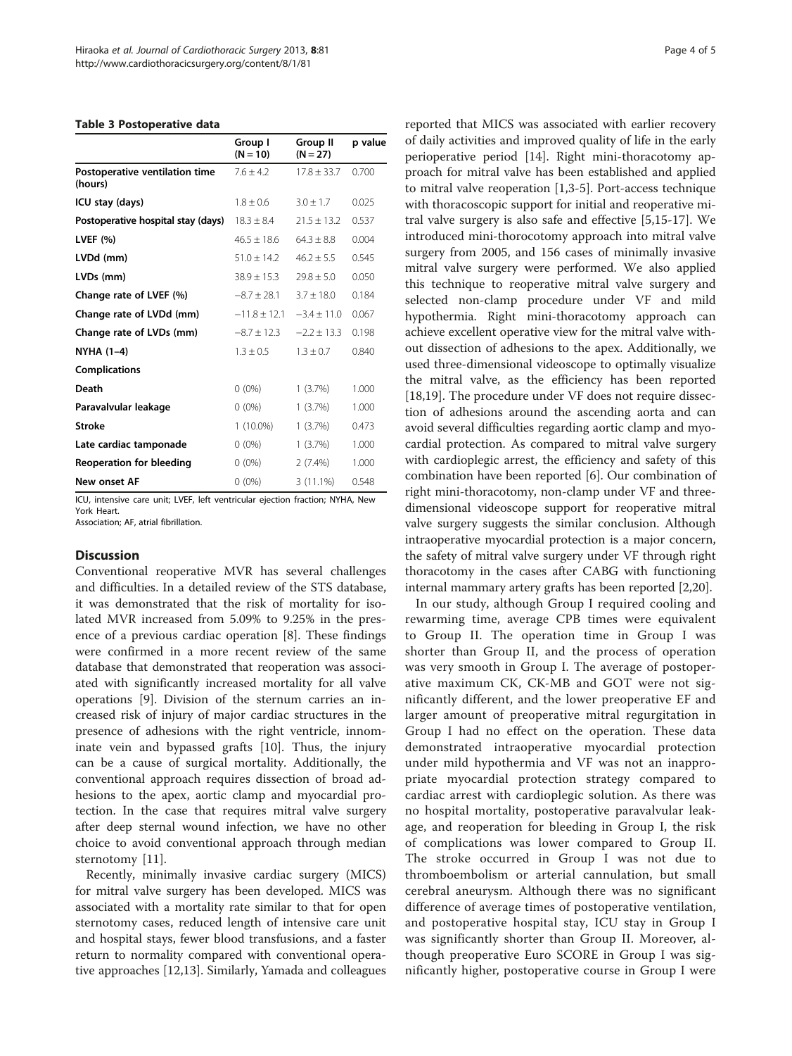**Table 3 Postoperative data**

| | Group I (N = 10) | Group II (N = 27) | p value |
|---|---|---|---|
| **Postoperative ventilation time (hours)** | 7.6 ± 4.2 | 17.8 ± 33.7 | 0.700 |
| **ICU stay (days)** | 1.8 ± 0.6 | 3.0 ± 1.7 | 0.025 |
| **Postoperative hospital stay (days)** | 18.3 ± 8.4 | 21.5 ± 13.2 | 0.537 |
| **LVEF (%)** | 46.5 ± 18.6 | 64.3 ± 8.8 | 0.004 |
| **LVDd (mm)** | 51.0 ± 14.2 | 46.2 ± 5.5 | 0.545 |
| **LVDs (mm)** | 38.9 ± 15.3 | 29.8 ± 5.0 | 0.050 |
| **Change rate of LVEF (%)** | −8.7 ± 28.1 | 3.7 ± 18.0 | 0.184 |
| **Change rate of LVDd (mm)** | −11.8 ± 12.1 | −3.4 ± 11.0 | 0.067 |
| **Change rate of LVDs (mm)** | −8.7 ± 12.3 | −2.2 ± 13.3 | 0.198 |
| **NYHA (1–4)** | 1.3 ± 0.5 | 1.3 ± 0.7 | 0.840 |
| **Complications** | | | |
| **Death** | 0 (0%) | 1 (3.7%) | 1.000 |
| **Paravalvular leakage** | 0 (0%) | 1 (3.7%) | 1.000 |
| **Stroke** | 1 (10.0%) | 1 (3.7%) | 0.473 |
| **Late cardiac tamponade** | 0 (0%) | 1 (3.7%) | 1.000 |
| **Reoperation for bleeding** | 0 (0%) | 2 (7.4%) | 1.000 |
| **New onset AF** | 0 (0%) | 3 (11.1%) | 0.548 |

ICU, intensive care unit; LVEF, left ventricular ejection fraction; NYHA, New York Heart.
Association; AF, atrial fibrillation.

## Discussion

Conventional reoperative MVR has several challenges and difficulties. In a detailed review of the STS database, it was demonstrated that the risk of mortality for isolated MVR increased from 5.09% to 9.25% in the presence of a previous cardiac operation [8]. These findings were confirmed in a more recent review of the same database that demonstrated that reoperation was associated with significantly increased mortality for all valve operations [9]. Division of the sternum carries an increased risk of injury of major cardiac structures in the presence of adhesions with the right ventricle, innominate vein and bypassed grafts [10]. Thus, the injury can be a cause of surgical mortality. Additionally, the conventional approach requires dissection of broad adhesions to the apex, aortic clamp and myocardial protection. In the case that requires mitral valve surgery after deep sternal wound infection, we have no other choice to avoid conventional approach through median sternotomy [11].

Recently, minimally invasive cardiac surgery (MICS) for mitral valve surgery has been developed. MICS was associated with a mortality rate similar to that for open sternotomy cases, reduced length of intensive care unit and hospital stays, fewer blood transfusions, and a faster return to normality compared with conventional operative approaches [12,13]. Similarly, Yamada and colleagues reported that MICS was associated with earlier recovery of daily activities and improved quality of life in the early perioperative period [14]. Right mini-thoracotomy approach for mitral valve has been established and applied to mitral valve reoperation [1,3-5]. Port-access technique with thoracoscopic support for initial and reoperative mitral valve surgery is also safe and effective [5,15-17]. We introduced mini-thorocotomy approach into mitral valve surgery from 2005, and 156 cases of minimally invasive mitral valve surgery were performed. We also applied this technique to reoperative mitral valve surgery and selected non-clamp procedure under VF and mild hypothermia. Right mini-thoracotomy approach can achieve excellent operative view for the mitral valve without dissection of adhesions to the apex. Additionally, we used three-dimensional videoscope to optimally visualize the mitral valve, as the efficiency has been reported [18,19]. The procedure under VF does not require dissection of adhesions around the ascending aorta and can avoid several difficulties regarding aortic clamp and myocardial protection. As compared to mitral valve surgery with cardioplegic arrest, the efficiency and safety of this combination have been reported [6]. Our combination of right mini-thoracotomy, non-clamp under VF and three-dimensional videoscope support for reoperative mitral valve surgery suggests the similar conclusion. Although intraoperative myocardial protection is a major concern, the safety of mitral valve surgery under VF through right thoracotomy in the cases after CABG with functioning internal mammary artery grafts has been reported [2,20].

In our study, although Group I required cooling and rewarming time, average CPB times were equivalent to Group II. The operation time in Group I was shorter than Group II, and the process of operation was very smooth in Group I. The average of postoperative maximum CK, CK-MB and GOT were not significantly different, and the lower preoperative EF and larger amount of preoperative mitral regurgitation in Group I had no effect on the operation. These data demonstrated intraoperative myocardial protection under mild hypothermia and VF was not an inappropriate myocardial protection strategy compared to cardiac arrest with cardioplegic solution. As there was no hospital mortality, postoperative paravalvular leakage, and reoperation for bleeding in Group I, the risk of complications was lower compared to Group II. The stroke occurred in Group I was not due to thromboembolism or arterial cannulation, but small cerebral aneurysm. Although there was no significant difference of average times of postoperative ventilation, and postoperative hospital stay, ICU stay in Group I was significantly shorter than Group II. Moreover, although preoperative Euro SCORE in Group I was significantly higher, postoperative course in Group I were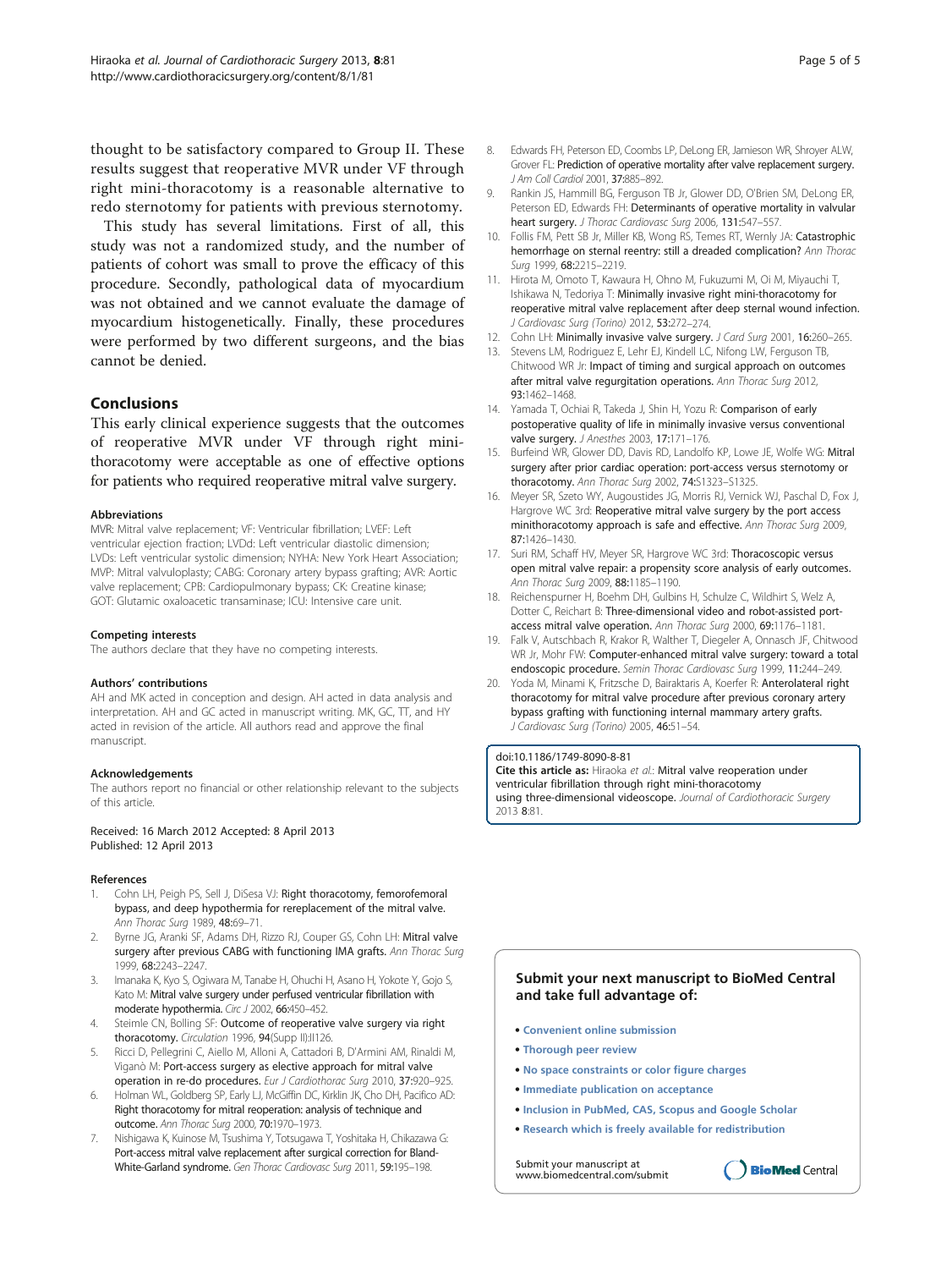thought to be satisfactory compared to Group II. These results suggest that reoperative MVR under VF through right mini-thoracotomy is a reasonable alternative to redo sternotomy for patients with previous sternotomy.

This study has several limitations. First of all, this study was not a randomized study, and the number of patients of cohort was small to prove the efficacy of this procedure. Secondly, pathological data of myocardium was not obtained and we cannot evaluate the damage of myocardium histogenetically. Finally, these procedures were performed by two different surgeons, and the bias cannot be denied.

## Conclusions

This early clinical experience suggests that the outcomes of reoperative MVR under VF through right mini-thoracotomy were acceptable as one of effective options for patients who required reoperative mitral valve surgery.

#### Abbreviations

MVR: Mitral valve replacement; VF: Ventricular fibrillation; LVEF: Left ventricular ejection fraction; LVDd: Left ventricular diastolic dimension; LVDs: Left ventricular systolic dimension; NYHA: New York Heart Association; MVP: Mitral valvuloplasty; CABG: Coronary artery bypass grafting; AVR: Aortic valve replacement; CPB: Cardiopulmonary bypass; CK: Creatine kinase; GOT: Glutamic oxaloacetic transaminase; ICU: Intensive care unit.

#### Competing interests

The authors declare that they have no competing interests.

#### Authors' contributions

AH and MK acted in conception and design. AH acted in data analysis and interpretation. AH and GC acted in manuscript writing. MK, GC, TT, and HY acted in revision of the article. All authors read and approve the final manuscript.

#### Acknowledgements

The authors report no financial or other relationship relevant to the subjects of this article.

Received: 16 March 2012 Accepted: 8 April 2013
Published: 12 April 2013

#### References

1. Cohn LH, Peigh PS, Sell J, DiSesa VJ: **Right thoracotomy, femorofemoral bypass, and deep hypothermia for rereplacement of the mitral valve.** *Ann Thorac Surg* 1989, **48:**69–71.
2. Byrne JG, Aranki SF, Adams DH, Rizzo RJ, Couper GS, Cohn LH: **Mitral valve surgery after previous CABG with functioning IMA grafts.** *Ann Thorac Surg* 1999, **68:**2243–2247.
3. Imanaka K, Kyo S, Ogiwara M, Tanabe H, Ohuchi H, Asano H, Yokote Y, Gojo S, Kato M: **Mitral valve surgery under perfused ventricular fibrillation with moderate hypothermia.** *Circ J* 2002, **66:**450–452.
4. Steimle CN, Bolling SF: **Outcome of reoperative valve surgery via right thoracotomy.** *Circulation* 1996, **94**(Supp II):II126.
5. Ricci D, Pellegrini C, Aiello M, Alloni A, Cattadori B, D'Armini AM, Rinaldi M, Viganò M: **Port-access surgery as elective approach for mitral valve operation in re-do procedures.** *Eur J Cardiothorac Surg* 2010, **37:**920–925.
6. Holman WL, Goldberg SP, Early LJ, McGiffin DC, Kirklin JK, Cho DH, Pacifico AD: **Right thoracotomy for mitral reoperation: analysis of technique and outcome.** *Ann Thorac Surg* 2000, **70:**1970–1973.
7. Nishigawa K, Kuinose M, Tsushima Y, Totsugawa T, Yoshitaka H, Chikazawa G: **Port-access mitral valve replacement after surgical correction for Bland-White-Garland syndrome.** *Gen Thorac Cardiovasc Surg* 2011, **59:**195–198.
8. Edwards FH, Peterson ED, Coombs LP, DeLong ER, Jamieson WR, Shroyer ALW, Grover FL: **Prediction of operative mortality after valve replacement surgery.** *J Am Coll Cardiol* 2001, **37:**885–892.
9. Rankin JS, Hammill BG, Ferguson TB Jr, Glower DD, O'Brien SM, DeLong ER, Peterson ED, Edwards FH: **Determinants of operative mortality in valvular heart surgery.** *J Thorac Cardiovasc Surg* 2006, **131:**547–557.
10. Follis FM, Pett SB Jr, Miller KB, Wong RS, Temes RT, Wernly JA: **Catastrophic hemorrhage on sternal reentry: still a dreaded complication?** *Ann Thorac Surg* 1999, **68:**2215–2219.
11. Hirota M, Omoto T, Kawaura H, Ohno M, Fukuzumi M, Oi M, Miyauchi T, Ishikawa N, Tedoriya T: **Minimally invasive right mini-thoracotomy for reoperative mitral valve replacement after deep sternal wound infection.** *J Cardiovasc Surg (Torino)* 2012, **53:**272–274.
12. Cohn LH: **Minimally invasive valve surgery.** *J Card Surg* 2001, **16:**260–265.
13. Stevens LM, Rodriguez E, Lehr EJ, Kindell LC, Nifong LW, Ferguson TB, Chitwood WR Jr: **Impact of timing and surgical approach on outcomes after mitral valve regurgitation operations.** *Ann Thorac Surg* 2012, **93:**1462–1468.
14. Yamada T, Ochiai R, Takeda J, Shin H, Yozu R: **Comparison of early postoperative quality of life in minimally invasive versus conventional valve surgery.** *J Anesthes* 2003, **17:**171–176.
15. Burfeind WR, Glower DD, Davis RD, Landolfo KP, Lowe JE, Wolfe WG: **Mitral surgery after prior cardiac operation: port-access versus sternotomy or thoracotomy.** *Ann Thorac Surg* 2002, **74:**S1323–S1325.
16. Meyer SR, Szeto WY, Augoustides JG, Morris RJ, Vernick WJ, Paschal D, Fox J, Hargrove WC 3rd: **Reoperative mitral valve surgery by the port access minithoracotomy approach is safe and effective.** *Ann Thorac Surg* 2009, **87:**1426–1430.
17. Suri RM, Schaff HV, Meyer SR, Hargrove WC 3rd: **Thoracoscopic versus open mitral valve repair: a propensity score analysis of early outcomes.** *Ann Thorac Surg* 2009, **88:**1185–1190.
18. Reichenspurner H, Boehm DH, Gulbins H, Schulze C, Wildhirt S, Welz A, Dotter C, Reichart B: **Three-dimensional video and robot-assisted port-access mitral valve operation.** *Ann Thorac Surg* 2000, **69:**1176–1181.
19. Falk V, Autschbach R, Krakor R, Walther T, Diegeler A, Onnasch JF, Chitwood WR Jr, Mohr FW: **Computer-enhanced mitral valve surgery: toward a total endoscopic procedure.** *Semin Thorac Cardiovasc Surg* 1999, **11:**244–249.
20. Yoda M, Minami K, Fritzsche D, Bairaktaris A, Koerfer R: **Anterolateral right thoracotomy for mitral valve procedure after previous coronary artery bypass grafting with functioning internal mammary artery grafts.** *J Cardiovasc Surg (Torino)* 2005, **46:**51–54.

doi:10.1186/1749-8090-8-81

**Cite this article as:** Hiraoka *et al.*: Mitral valve reoperation under ventricular fibrillation through right mini-thoracotomy using three-dimensional videoscope. *Journal of Cardiothoracic Surgery* 2013 **8**:81.

**Submit your next manuscript to BioMed Central and take full advantage of:**

- Convenient online submission
- Thorough peer review
- No space constraints or color figure charges
- Immediate publication on acceptance
- Inclusion in PubMed, CAS, Scopus and Google Scholar
- Research which is freely available for redistribution

Submit your manuscript at www.biomedcentral.com/submit

BioMed Central